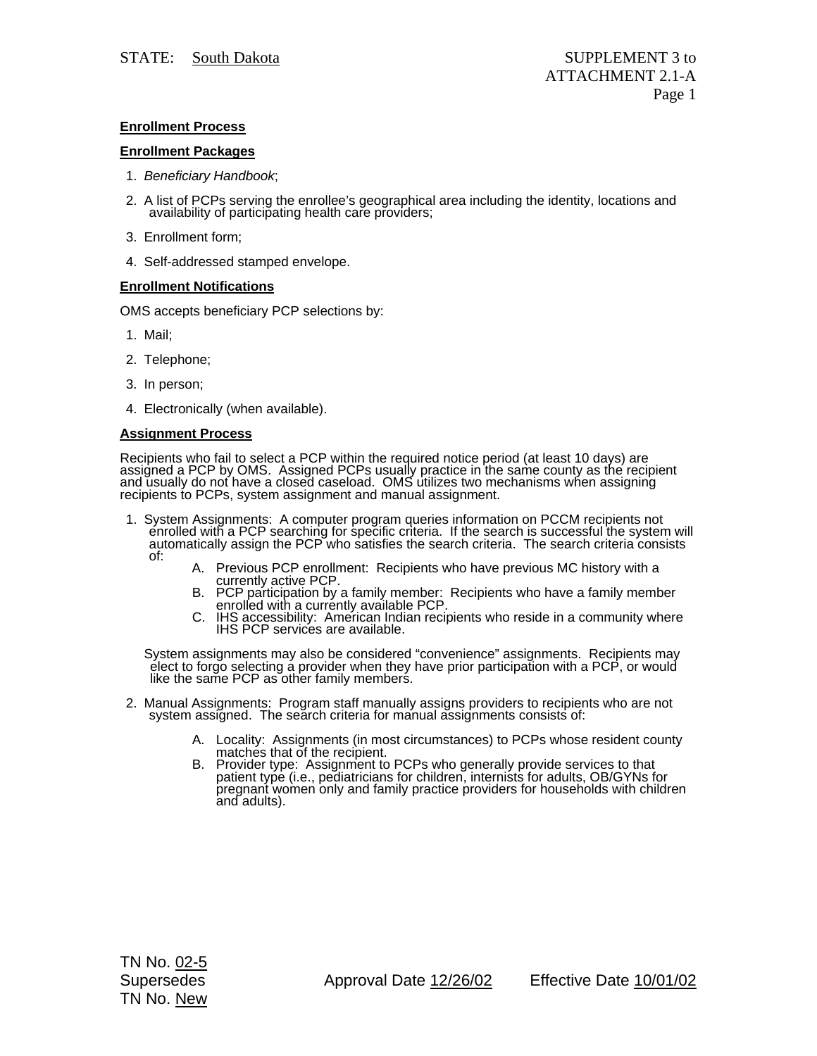**Enrollment Process**

**Enrollment Packages**

1. *Beneficiary Handbook*;
2. A list of PCPs serving the enrollee's geographical area including the identity, locations and availability of participating health care providers;
3. Enrollment form;
4. Self-addressed stamped envelope.

**Enrollment Notifications**

OMS accepts beneficiary PCP selections by:

1. Mail;
2. Telephone;
3. In person;
4. Electronically (when available).

**Assignment Process**

Recipients who fail to select a PCP within the required notice period (at least 10 days) are assigned a PCP by OMS. Assigned PCPs usually practice in the same county as the recipient and usually do not have a closed caseload. OMS utilizes two mechanisms when assigning recipients to PCPs, system assignment and manual assignment.

1. System Assignments: A computer program queries information on PCCM recipients not enrolled with a PCP searching for specific criteria. If the search is successful the system will automatically assign the PCP who satisfies the search criteria. The search criteria consists of:
   - A. Previous PCP enrollment: Recipients who have previous MC history with a currently active PCP.
   - B. PCP participation by a family member: Recipients who have a family member enrolled with a currently available PCP.
   - C. IHS accessibility: American Indian recipients who reside in a community where IHS PCP services are available.

   System assignments may also be considered "convenience" assignments. Recipients may elect to forgo selecting a provider when they have prior participation with a PCP, or would like the same PCP as other family members.

2. Manual Assignments: Program staff manually assigns providers to recipients who are not system assigned. The search criteria for manual assignments consists of:
   - A. Locality: Assignments (in most circumstances) to PCPs whose resident county matches that of the recipient.
   - B. Provider type: Assignment to PCPs who generally provide services to that patient type (i.e., pediatricians for children, internists for adults, OB/GYNs for pregnant women only and family practice providers for households with children and adults).

TN No. 02-5
Supersedes
TN No. New

Approval Date 12/26/02 Effective Date 10/01/02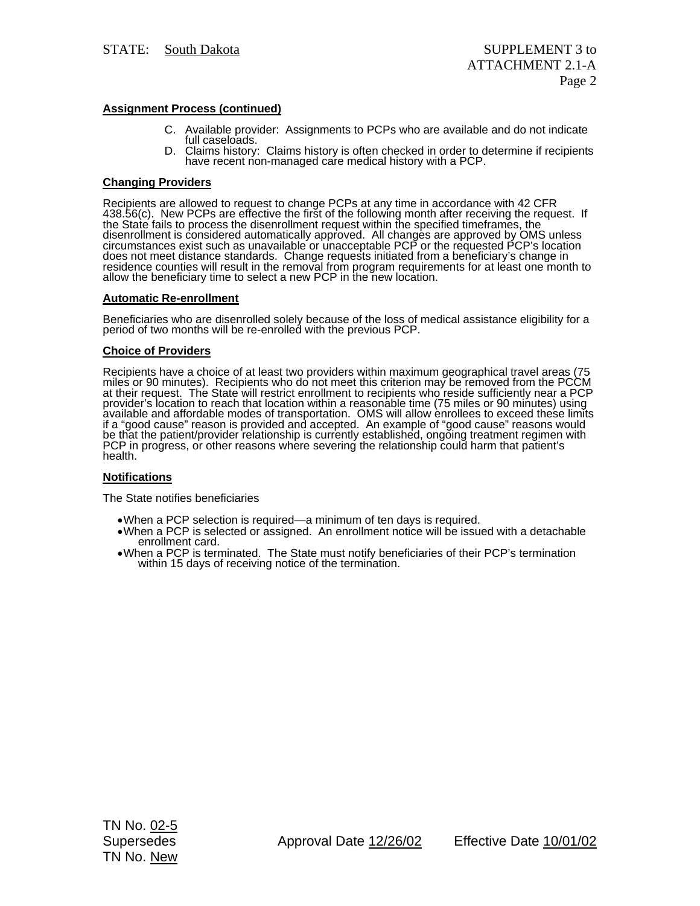**Assignment Process (continued)**

C. Available provider: Assignments to PCPs who are available and do not indicate full caseloads.
D. Claims history: Claims history is often checked in order to determine if recipients have recent non-managed care medical history with a PCP.

**Changing Providers**

Recipients are allowed to request to change PCPs at any time in accordance with 42 CFR 438.56(c). New PCPs are effective the first of the following month after receiving the request. If the State fails to process the disenrollment request within the specified timeframes, the disenrollment is considered automatically approved. All changes are approved by OMS unless circumstances exist such as unavailable or unacceptable PCP or the requested PCP's location does not meet distance standards. Change requests initiated from a beneficiary's change in residence counties will result in the removal from program requirements for at least one month to allow the beneficiary time to select a new PCP in the new location.

**Automatic Re-enrollment**

Beneficiaries who are disenrolled solely because of the loss of medical assistance eligibility for a period of two months will be re-enrolled with the previous PCP.

**Choice of Providers**

Recipients have a choice of at least two providers within maximum geographical travel areas (75 miles or 90 minutes). Recipients who do not meet this criterion may be removed from the PCCM at their request. The State will restrict enrollment to recipients who reside sufficiently near a PCP provider's location to reach that location within a reasonable time (75 miles or 90 minutes) using available and affordable modes of transportation. OMS will allow enrollees to exceed these limits if a "good cause" reason is provided and accepted. An example of "good cause" reasons would be that the patient/provider relationship is currently established, ongoing treatment regimen with PCP in progress, or other reasons where severing the relationship could harm that patient's health.

**Notifications**

The State notifies beneficiaries

- When a PCP selection is required—a minimum of ten days is required.
- When a PCP is selected or assigned. An enrollment notice will be issued with a detachable enrollment card.
- When a PCP is terminated. The State must notify beneficiaries of their PCP's termination within 15 days of receiving notice of the termination.

TN No. 02-5
Supersedes
TN No. New

Approval Date 12/26/02 Effective Date 10/01/02